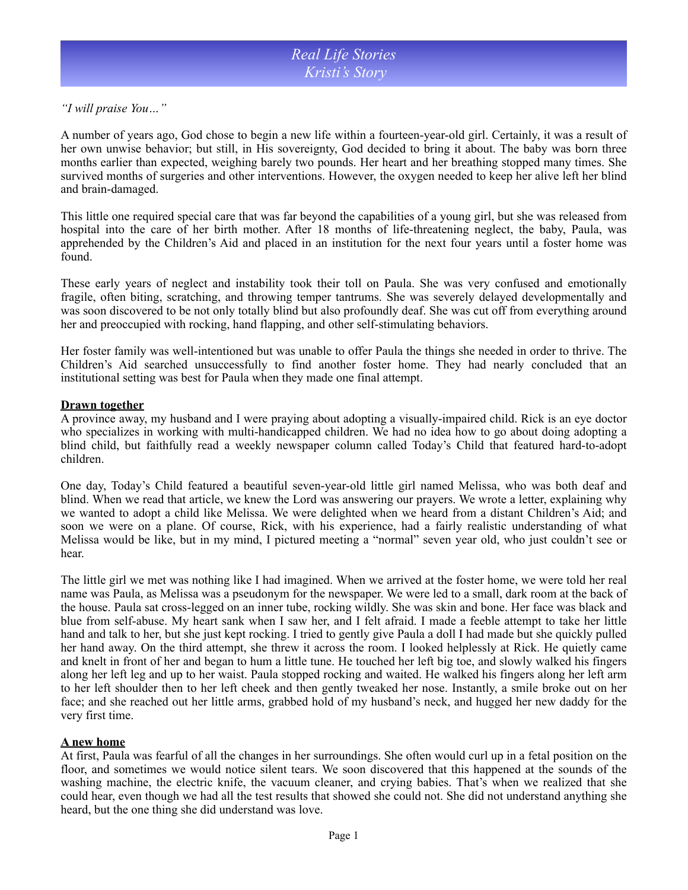# *Real Life Stories*
# *Kristi's Story*

*"I will praise You…"*

A number of years ago, God chose to begin a new life within a fourteen-year-old girl. Certainly, it was a result of her own unwise behavior; but still, in His sovereignty, God decided to bring it about. The baby was born three months earlier than expected, weighing barely two pounds. Her heart and her breathing stopped many times. She survived months of surgeries and other interventions. However, the oxygen needed to keep her alive left her blind and brain-damaged.

This little one required special care that was far beyond the capabilities of a young girl, but she was released from hospital into the care of her birth mother. After 18 months of life-threatening neglect, the baby, Paula, was apprehended by the Children's Aid and placed in an institution for the next four years until a foster home was found.

These early years of neglect and instability took their toll on Paula. She was very confused and emotionally fragile, often biting, scratching, and throwing temper tantrums. She was severely delayed developmentally and was soon discovered to be not only totally blind but also profoundly deaf. She was cut off from everything around her and preoccupied with rocking, hand flapping, and other self-stimulating behaviors.

Her foster family was well-intentioned but was unable to offer Paula the things she needed in order to thrive. The Children's Aid searched unsuccessfully to find another foster home. They had nearly concluded that an institutional setting was best for Paula when they made one final attempt.

**Drawn together**

A province away, my husband and I were praying about adopting a visually-impaired child. Rick is an eye doctor who specializes in working with multi-handicapped children. We had no idea how to go about doing adopting a blind child, but faithfully read a weekly newspaper column called Today's Child that featured hard-to-adopt children.

One day, Today's Child featured a beautiful seven-year-old little girl named Melissa, who was both deaf and blind. When we read that article, we knew the Lord was answering our prayers. We wrote a letter, explaining why we wanted to adopt a child like Melissa. We were delighted when we heard from a distant Children's Aid; and soon we were on a plane. Of course, Rick, with his experience, had a fairly realistic understanding of what Melissa would be like, but in my mind, I pictured meeting a "normal" seven year old, who just couldn't see or hear.

The little girl we met was nothing like I had imagined. When we arrived at the foster home, we were told her real name was Paula, as Melissa was a pseudonym for the newspaper. We were led to a small, dark room at the back of the house. Paula sat cross-legged on an inner tube, rocking wildly. She was skin and bone. Her face was black and blue from self-abuse. My heart sank when I saw her, and I felt afraid. I made a feeble attempt to take her little hand and talk to her, but she just kept rocking. I tried to gently give Paula a doll I had made but she quickly pulled her hand away. On the third attempt, she threw it across the room. I looked helplessly at Rick. He quietly came and knelt in front of her and began to hum a little tune. He touched her left big toe, and slowly walked his fingers along her left leg and up to her waist. Paula stopped rocking and waited. He walked his fingers along her left arm to her left shoulder then to her left cheek and then gently tweaked her nose. Instantly, a smile broke out on her face; and she reached out her little arms, grabbed hold of my husband's neck, and hugged her new daddy for the very first time.

**A new home**

At first, Paula was fearful of all the changes in her surroundings. She often would curl up in a fetal position on the floor, and sometimes we would notice silent tears. We soon discovered that this happened at the sounds of the washing machine, the electric knife, the vacuum cleaner, and crying babies. That's when we realized that she could hear, even though we had all the test results that showed she could not. She did not understand anything she heard, but the one thing she did understand was love.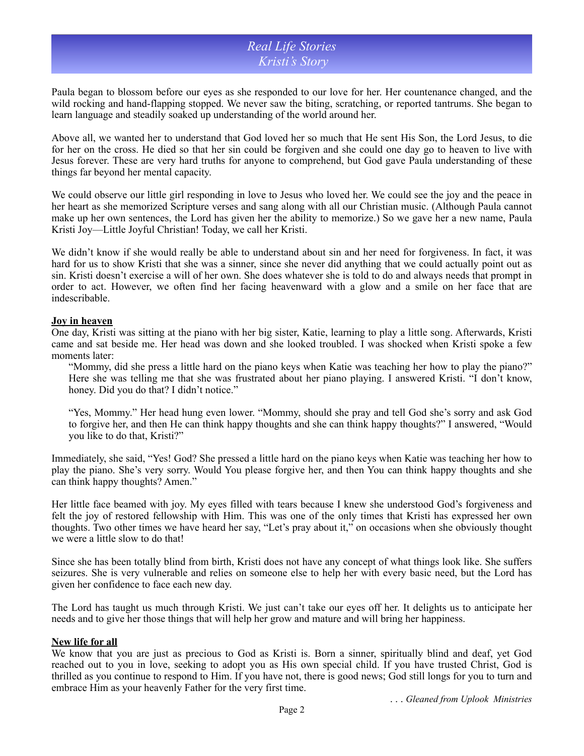# Real Life Stories
## Kristi's Story

Paula began to blossom before our eyes as she responded to our love for her. Her countenance changed, and the wild rocking and hand-flapping stopped. We never saw the biting, scratching, or reported tantrums. She began to learn language and steadily soaked up understanding of the world around her.

Above all, we wanted her to understand that God loved her so much that He sent His Son, the Lord Jesus, to die for her on the cross. He died so that her sin could be forgiven and she could one day go to heaven to live with Jesus forever. These are very hard truths for anyone to comprehend, but God gave Paula understanding of these things far beyond her mental capacity.

We could observe our little girl responding in love to Jesus who loved her. We could see the joy and the peace in her heart as she memorized Scripture verses and sang along with all our Christian music. (Although Paula cannot make up her own sentences, the Lord has given her the ability to memorize.) So we gave her a new name, Paula Kristi Joy—Little Joyful Christian! Today, we call her Kristi.

We didn't know if she would really be able to understand about sin and her need for forgiveness. In fact, it was hard for us to show Kristi that she was a sinner, since she never did anything that we could actually point out as sin. Kristi doesn't exercise a will of her own. She does whatever she is told to do and always needs that prompt in order to act. However, we often find her facing heavenward with a glow and a smile on her face that are indescribable.

**Joy in heaven**

One day, Kristi was sitting at the piano with her big sister, Katie, learning to play a little song. Afterwards, Kristi came and sat beside me. Her head was down and she looked troubled. I was shocked when Kristi spoke a few moments later:

> "Mommy, did she press a little hard on the piano keys when Katie was teaching her how to play the piano?" Here she was telling me that she was frustrated about her piano playing. I answered Kristi. "I don't know, honey. Did you do that? I didn't notice."
>
> "Yes, Mommy." Her head hung even lower. "Mommy, should she pray and tell God she's sorry and ask God to forgive her, and then He can think happy thoughts and she can think happy thoughts?" I answered, "Would you like to do that, Kristi?"

Immediately, she said, "Yes! God? She pressed a little hard on the piano keys when Katie was teaching her how to play the piano. She's very sorry. Would You please forgive her, and then You can think happy thoughts and she can think happy thoughts? Amen."

Her little face beamed with joy. My eyes filled with tears because I knew she understood God's forgiveness and felt the joy of restored fellowship with Him. This was one of the only times that Kristi has expressed her own thoughts. Two other times we have heard her say, "Let's pray about it," on occasions when she obviously thought we were a little slow to do that!

Since she has been totally blind from birth, Kristi does not have any concept of what things look like. She suffers seizures. She is very vulnerable and relies on someone else to help her with every basic need, but the Lord has given her confidence to face each new day.

The Lord has taught us much through Kristi. We just can't take our eyes off her. It delights us to anticipate her needs and to give her those things that will help her grow and mature and will bring her happiness.

**New life for all**

We know that you are just as precious to God as Kristi is. Born a sinner, spiritually blind and deaf, yet God reached out to you in love, seeking to adopt you as His own special child. If you have trusted Christ, God is thrilled as you continue to respond to Him. If you have not, there is good news; God still longs for you to turn and embrace Him as your heavenly Father for the very first time.

*. . . Gleaned from Uplook Ministries*